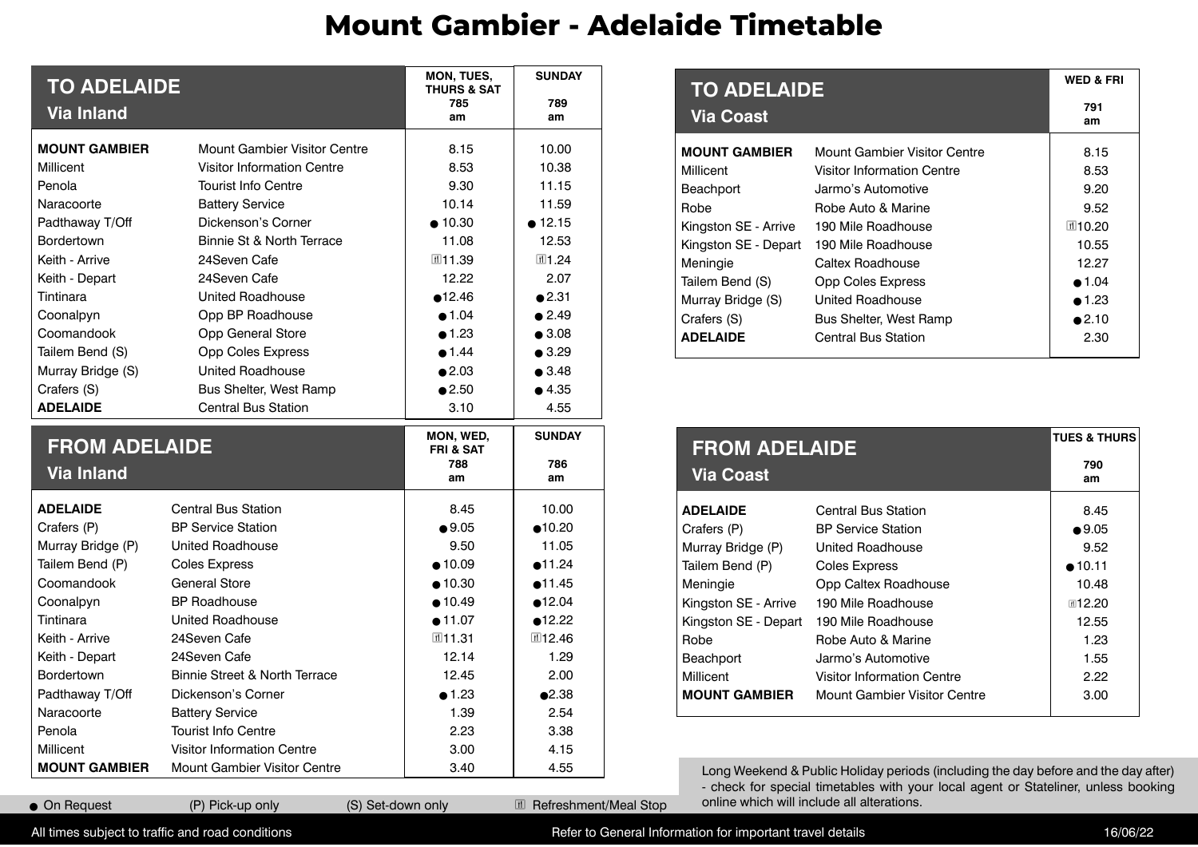# Mount Gambier - Adelaide Timetable

## TO ADELAIDE Via Inland

| | | MON, TUES, THURS & SAT 785 am | SUNDAY 789 am |
|---|---|---|---|
| **MOUNT GAMBIER** | Mount Gambier Visitor Centre | 8.15 | 10.00 |
| Millicent | Visitor Information Centre | 8.53 | 10.38 |
| Penola | Tourist Info Centre | 9.30 | 11.15 |
| Naracoorte | Battery Service | 10.14 | 11.59 |
| Padthaway T/Off | Dickenson's Corner | ● 10.30 | ● 12.15 |
| Bordertown | Binnie St & North Terrace | 11.08 | 12.53 |
| Keith - Arrive | 24Seven Cafe | 🍴11.39 | 🍴1.24 |
| Keith - Depart | 24Seven Cafe | 12.22 | 2.07 |
| Tintinara | United Roadhouse | ●12.46 | ●2.31 |
| Coonalpyn | Opp BP Roadhouse | ●1.04 | ●2.49 |
| Coomandook | Opp General Store | ●1.23 | ●3.08 |
| Tailem Bend (S) | Opp Coles Express | ●1.44 | ●3.29 |
| Murray Bridge (S) | United Roadhouse | ●2.03 | ●3.48 |
| Crafers (S) | Bus Shelter, West Ramp | ●2.50 | ●4.35 |
| **ADELAIDE** | Central Bus Station | 3.10 | 4.55 |

## FROM ADELAIDE Via Inland

| | | MON, WED, FRI & SAT 788 am | SUNDAY 786 am |
|---|---|---|---|
| **ADELAIDE** | Central Bus Station | 8.45 | 10.00 |
| Crafers (P) | BP Service Station | ●9.05 | ●10.20 |
| Murray Bridge (P) | United Roadhouse | 9.50 | 11.05 |
| Tailem Bend (P) | Coles Express | ●10.09 | ●11.24 |
| Coomandook | General Store | ●10.30 | ●11.45 |
| Coonalpyn | BP Roadhouse | ●10.49 | ●12.04 |
| Tintinara | United Roadhouse | ●11.07 | ●12.22 |
| Keith - Arrive | 24Seven Cafe | 🍴11.31 | 🍴12.46 |
| Keith - Depart | 24Seven Cafe | 12.14 | 1.29 |
| Bordertown | Binnie Street & North Terrace | 12.45 | 2.00 |
| Padthaway T/Off | Dickenson's Corner | ●1.23 | ●2.38 |
| Naracoorte | Battery Service | 1.39 | 2.54 |
| Penola | Tourist Info Centre | 2.23 | 3.38 |
| Millicent | Visitor Information Centre | 3.00 | 4.15 |
| **MOUNT GAMBIER** | Mount Gambier Visitor Centre | 3.40 | 4.55 |

## TO ADELAIDE Via Coast

| | | WED & FRI 791 am |
|---|---|---|
| **MOUNT GAMBIER** | Mount Gambier Visitor Centre | 8.15 |
| Millicent | Visitor Information Centre | 8.53 |
| Beachport | Jarmo's Automotive | 9.20 |
| Robe | Robe Auto & Marine | 9.52 |
| Kingston SE - Arrive | 190 Mile Roadhouse | 🍴10.20 |
| Kingston SE - Depart | 190 Mile Roadhouse | 10.55 |
| Meningie | Caltex Roadhouse | 12.27 |
| Tailem Bend (S) | Opp Coles Express | ●1.04 |
| Murray Bridge (S) | United Roadhouse | ●1.23 |
| Crafers (S) | Bus Shelter, West Ramp | ●2.10 |
| **ADELAIDE** | Central Bus Station | 2.30 |

## FROM ADELAIDE Via Coast

| | | TUES & THURS 790 am |
|---|---|---|
| **ADELAIDE** | Central Bus Station | 8.45 |
| Crafers (P) | BP Service Station | ●9.05 |
| Murray Bridge (P) | United Roadhouse | 9.52 |
| Tailem Bend (P) | Coles Express | ●10.11 |
| Meningie | Opp Caltex Roadhouse | 10.48 |
| Kingston SE - Arrive | 190 Mile Roadhouse | 🍴12.20 |
| Kingston SE - Depart | 190 Mile Roadhouse | 12.55 |
| Robe | Robe Auto & Marine | 1.23 |
| Beachport | Jarmo's Automotive | 1.55 |
| Millicent | Visitor Information Centre | 2.22 |
| **MOUNT GAMBIER** | Mount Gambier Visitor Centre | 3.00 |

Long Weekend & Public Holiday periods (including the day before and the day after) - check for special timetables with your local agent or Stateliner, unless booking online which will include all alterations.

● On Request (P) Pick-up only (S) Set-down only 🍴 Refreshment/Meal Stop

All times subject to traffic and road conditions

Refer to General Information for important travel details

16/06/22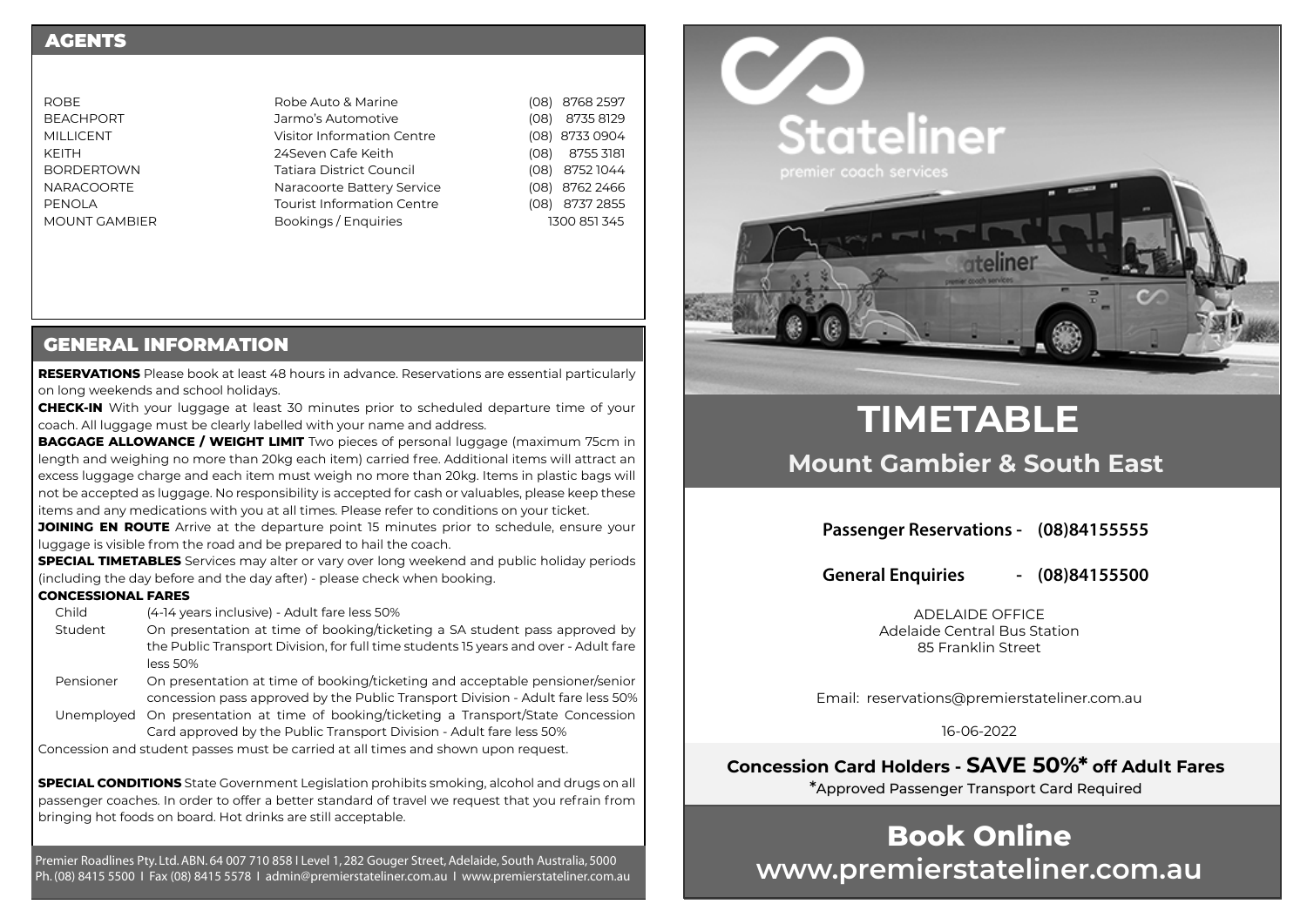## AGENTS

| | | |
|---|---|---|
| ROBE | Robe Auto & Marine | (08) 8768 2597 |
| BEACHPORT | Jarmo's Automotive | (08) 8735 8129 |
| MILLICENT | Visitor Information Centre | (08) 8733 0904 |
| KEITH | 24Seven Cafe Keith | (08) 8755 3181 |
| BORDERTOWN | Tatiara District Council | (08) 8752 1044 |
| NARACOORTE | Naracoorte Battery Service | (08) 8762 2466 |
| PENOLA | Tourist Information Centre | (08) 8737 2855 |
| MOUNT GAMBIER | Bookings / Enquiries | 1300 851 345 |

## GENERAL INFORMATION

**RESERVATIONS** Please book at least 48 hours in advance. Reservations are essential particularly on long weekends and school holidays.

**CHECK-IN** With your luggage at least 30 minutes prior to scheduled departure time of your coach. All luggage must be clearly labelled with your name and address.

**BAGGAGE ALLOWANCE / WEIGHT LIMIT** Two pieces of personal luggage (maximum 75cm in length and weighing no more than 20kg each item) carried free. Additional items will attract an excess luggage charge and each item must weigh no more than 20kg. Items in plastic bags will not be accepted as luggage. No responsibility is accepted for cash or valuables, please keep these items and any medications with you at all times. Please refer to conditions on your ticket.

**JOINING EN ROUTE** Arrive at the departure point 15 minutes prior to schedule, ensure your luggage is visible from the road and be prepared to hail the coach.

**SPECIAL TIMETABLES** Services may alter or vary over long weekend and public holiday periods (including the day before and the day after) - please check when booking.

**CONCESSIONAL FARES**

| | |
|---|---|
| Child | (4-14 years inclusive) - Adult fare less 50% |
| Student | On presentation at time of booking/ticketing a SA student pass approved by the Public Transport Division, for full time students 15 years and over - Adult fare less 50% |
| Pensioner | On presentation at time of booking/ticketing and acceptable pensioner/senior concession pass approved by the Public Transport Division - Adult fare less 50% |
| Unemployed | On presentation at time of booking/ticketing a Transport/State Concession Card approved by the Public Transport Division - Adult fare less 50% |

Concession and student passes must be carried at all times and shown upon request.

**SPECIAL CONDITIONS** State Government Legislation prohibits smoking, alcohol and drugs on all passenger coaches. In order to offer a better standard of travel we request that you refrain from bringing hot foods on board. Hot drinks are still acceptable.

Premier Roadlines Pty. Ltd. ABN. 64 007 710 858 I Level 1, 282 Gouger Street, Adelaide, South Australia, 5000
Ph. (08) 8415 5500 I Fax (08) 8415 5578 I admin@premierstateliner.com.au I www.premierstateliner.com.au

Stateliner
premier coach services

# TIMETABLE

## Mount Gambier & South East

**Passenger Reservations - (08)84155555**

**General Enquiries - (08)84155500**

ADELAIDE OFFICE
Adelaide Central Bus Station
85 Franklin Street

Email: reservations@premierstateliner.com.au

16-06-2022

**Concession Card Holders - SAVE 50%* off Adult Fares**
*Approved Passenger Transport Card Required

## Book Online
## www.premierstateliner.com.au